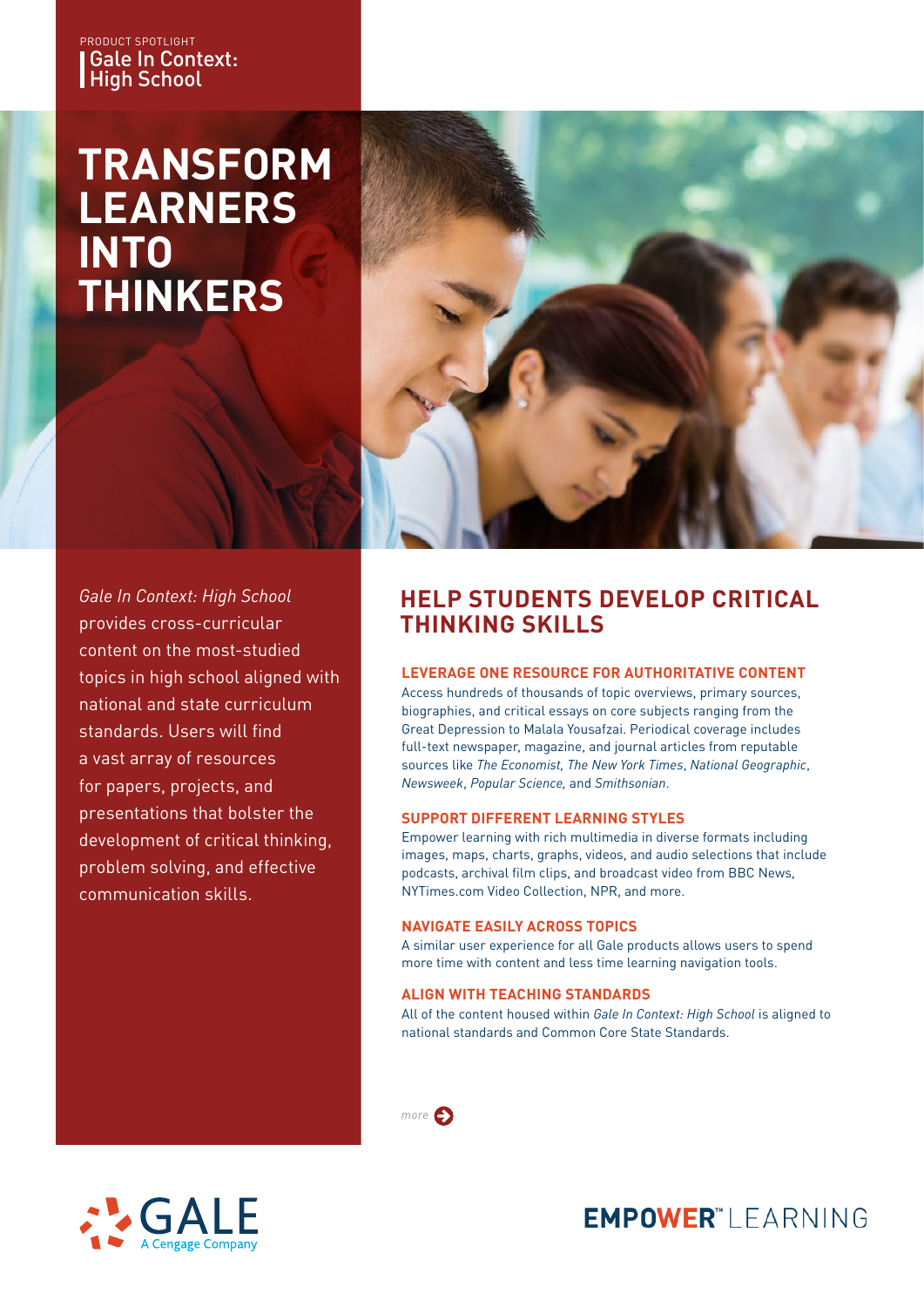PRODUCT SPOTLIGHT
Gale In Context: High School

# TRANSFORM LEARNERS INTO THINKERS

*Gale In Context: High School* provides cross-curricular content on the most-studied topics in high school aligned with national and state curriculum standards. Users will find a vast array of resources for papers, projects, and presentations that bolster the development of critical thinking, problem solving, and effective communication skills.

## HELP STUDENTS DEVELOP CRITICAL THINKING SKILLS

### LEVERAGE ONE RESOURCE FOR AUTHORITATIVE CONTENT

Access hundreds of thousands of topic overviews, primary sources, biographies, and critical essays on core subjects ranging from the Great Depression to Malala Yousafzai. Periodical coverage includes full-text newspaper, magazine, and journal articles from reputable sources like *The Economist, The New York Times*, *National Geographic*, *Newsweek*, *Popular Science,* and *Smithsonian*.

### SUPPORT DIFFERENT LEARNING STYLES

Empower learning with rich multimedia in diverse formats including images, maps, charts, graphs, videos, and audio selections that include podcasts, archival film clips, and broadcast video from BBC News, NYTimes.com Video Collection, NPR, and more.

### NAVIGATE EASILY ACROSS TOPICS

A similar user experience for all Gale products allows users to spend more time with content and less time learning navigation tools.

### ALIGN WITH TEACHING STANDARDS

All of the content housed within *Gale In Context: High School* is aligned to national standards and Common Core State Standards.

*more*

GALE
A Cengage Company

EMPOWER™ LEARNING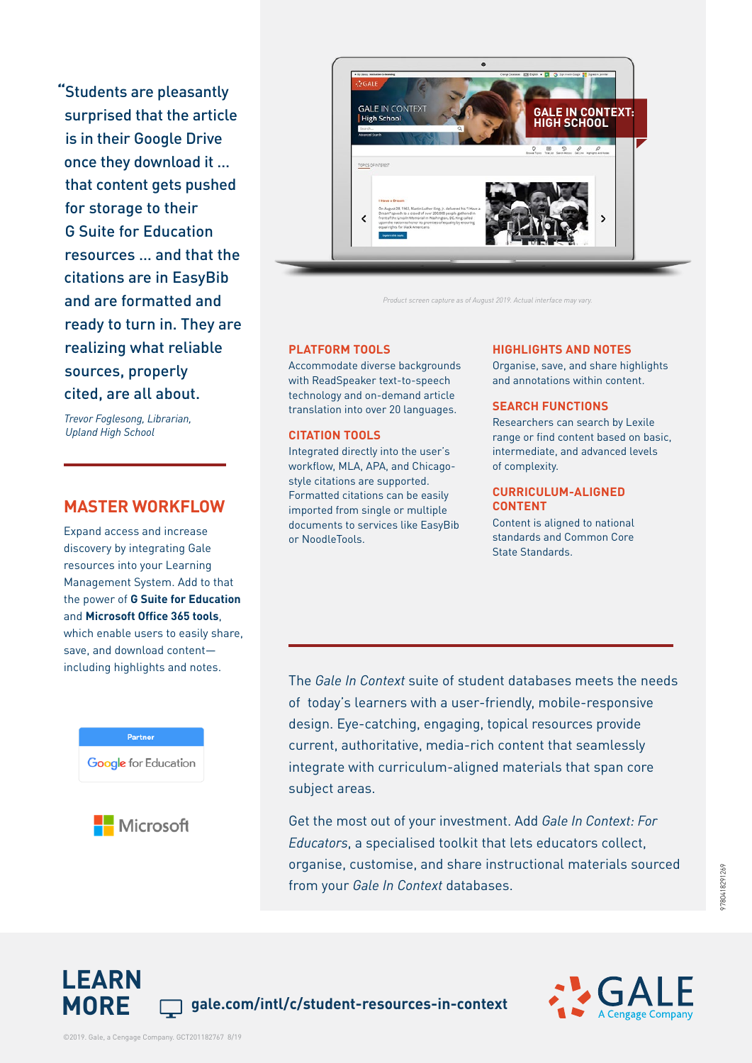"Students are pleasantly surprised that the article is in their Google Drive once they download it ... that content gets pushed for storage to their G Suite for Education resources ... and that the citations are in EasyBib and are formatted and ready to turn in. They are realizing what reliable sources, properly cited, are all about.

*Trevor Foglesong, Librarian, Upland High School*

## MASTER WORKFLOW

Expand access and increase discovery by integrating Gale resources into your Learning Management System. Add to that the power of **G Suite for Education** and **Microsoft Office 365 tools**, which enable users to easily share, save, and download content—including highlights and notes.

Partner

Google for Education

Microsoft

GALE IN CONTEXT: HIGH SCHOOL

*Product screen capture as of August 2019. Actual interface may vary.*

### PLATFORM TOOLS

Accommodate diverse backgrounds with ReadSpeaker text-to-speech technology and on-demand article translation into over 20 languages.

### CITATION TOOLS

Integrated directly into the user's workflow, MLA, APA, and Chicago-style citations are supported. Formatted citations can be easily imported from single or multiple documents to services like EasyBib or NoodleTools.

### HIGHLIGHTS AND NOTES

Organise, save, and share highlights and annotations within content.

### SEARCH FUNCTIONS

Researchers can search by Lexile range or find content based on basic, intermediate, and advanced levels of complexity.

### CURRICULUM-ALIGNED CONTENT

Content is aligned to national standards and Common Core State Standards.

The *Gale In Context* suite of student databases meets the needs of today's learners with a user-friendly, mobile-responsive design. Eye-catching, engaging, topical resources provide current, authoritative, media-rich content that seamlessly integrate with curriculum-aligned materials that span core subject areas.

Get the most out of your investment. Add *Gale In Context: For Educators*, a specialised toolkit that lets educators collect, organise, customise, and share instructional materials sourced from your *Gale In Context* databases.

## LEARN MORE

**gale.com/intl/c/student-resources-in-context**

GALE
A Cengage Company

©2019. Gale, a Cengage Company. GCT201182767 8/19

9780418291269